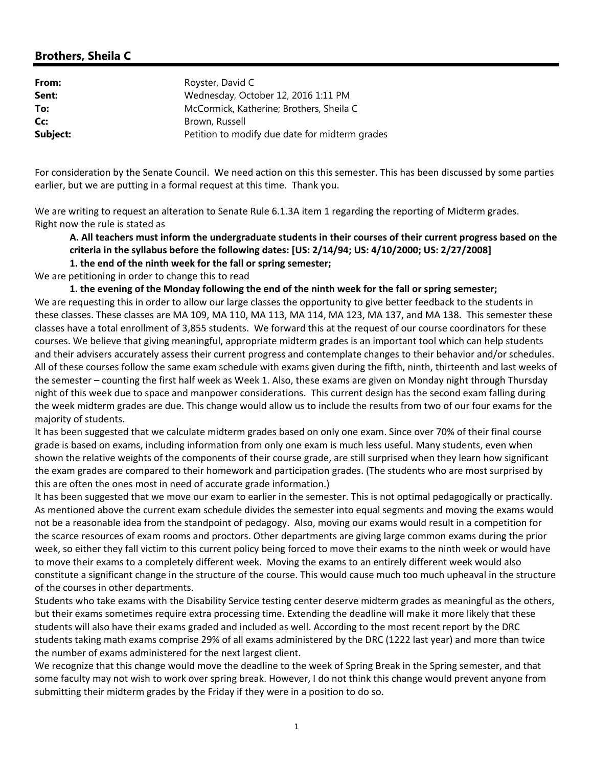## Brothers, Sheila C

| | |
|---|---|
| **From:** | Royster, David C |
| **Sent:** | Wednesday, October 12, 2016 1:11 PM |
| **To:** | McCormick, Katherine; Brothers, Sheila C |
| **Cc:** | Brown, Russell |
| **Subject:** | Petition to modify due date for midterm grades |

For consideration by the Senate Council. We need action on this this semester. This has been discussed by some parties earlier, but we are putting in a formal request at this time. Thank you.

We are writing to request an alteration to Senate Rule 6.1.3A item 1 regarding the reporting of Midterm grades. Right now the rule is stated as

> **A. All teachers must inform the undergraduate students in their courses of their current progress based on the criteria in the syllabus before the following dates: [US: 2/14/94; US: 4/10/2000; US: 2/27/2008]**
>
> **1. the end of the ninth week for the fall or spring semester;**

We are petitioning in order to change this to read

> **1. the evening of the Monday following the end of the ninth week for the fall or spring semester;**

We are requesting this in order to allow our large classes the opportunity to give better feedback to the students in these classes. These classes are MA 109, MA 110, MA 113, MA 114, MA 123, MA 137, and MA 138. This semester these classes have a total enrollment of 3,855 students. We forward this at the request of our course coordinators for these courses. We believe that giving meaningful, appropriate midterm grades is an important tool which can help students and their advisers accurately assess their current progress and contemplate changes to their behavior and/or schedules. All of these courses follow the same exam schedule with exams given during the fifth, ninth, thirteenth and last weeks of the semester – counting the first half week as Week 1. Also, these exams are given on Monday night through Thursday night of this week due to space and manpower considerations. This current design has the second exam falling during the week midterm grades are due. This change would allow us to include the results from two of our four exams for the majority of students.

It has been suggested that we calculate midterm grades based on only one exam. Since over 70% of their final course grade is based on exams, including information from only one exam is much less useful. Many students, even when shown the relative weights of the components of their course grade, are still surprised when they learn how significant the exam grades are compared to their homework and participation grades. (The students who are most surprised by this are often the ones most in need of accurate grade information.)

It has been suggested that we move our exam to earlier in the semester. This is not optimal pedagogically or practically. As mentioned above the current exam schedule divides the semester into equal segments and moving the exams would not be a reasonable idea from the standpoint of pedagogy. Also, moving our exams would result in a competition for the scarce resources of exam rooms and proctors. Other departments are giving large common exams during the prior week, so either they fall victim to this current policy being forced to move their exams to the ninth week or would have to move their exams to a completely different week. Moving the exams to an entirely different week would also constitute a significant change in the structure of the course. This would cause much too much upheaval in the structure of the courses in other departments.

Students who take exams with the Disability Service testing center deserve midterm grades as meaningful as the others, but their exams sometimes require extra processing time. Extending the deadline will make it more likely that these students will also have their exams graded and included as well. According to the most recent report by the DRC students taking math exams comprise 29% of all exams administered by the DRC (1222 last year) and more than twice the number of exams administered for the next largest client.

We recognize that this change would move the deadline to the week of Spring Break in the Spring semester, and that some faculty may not wish to work over spring break. However, I do not think this change would prevent anyone from submitting their midterm grades by the Friday if they were in a position to do so.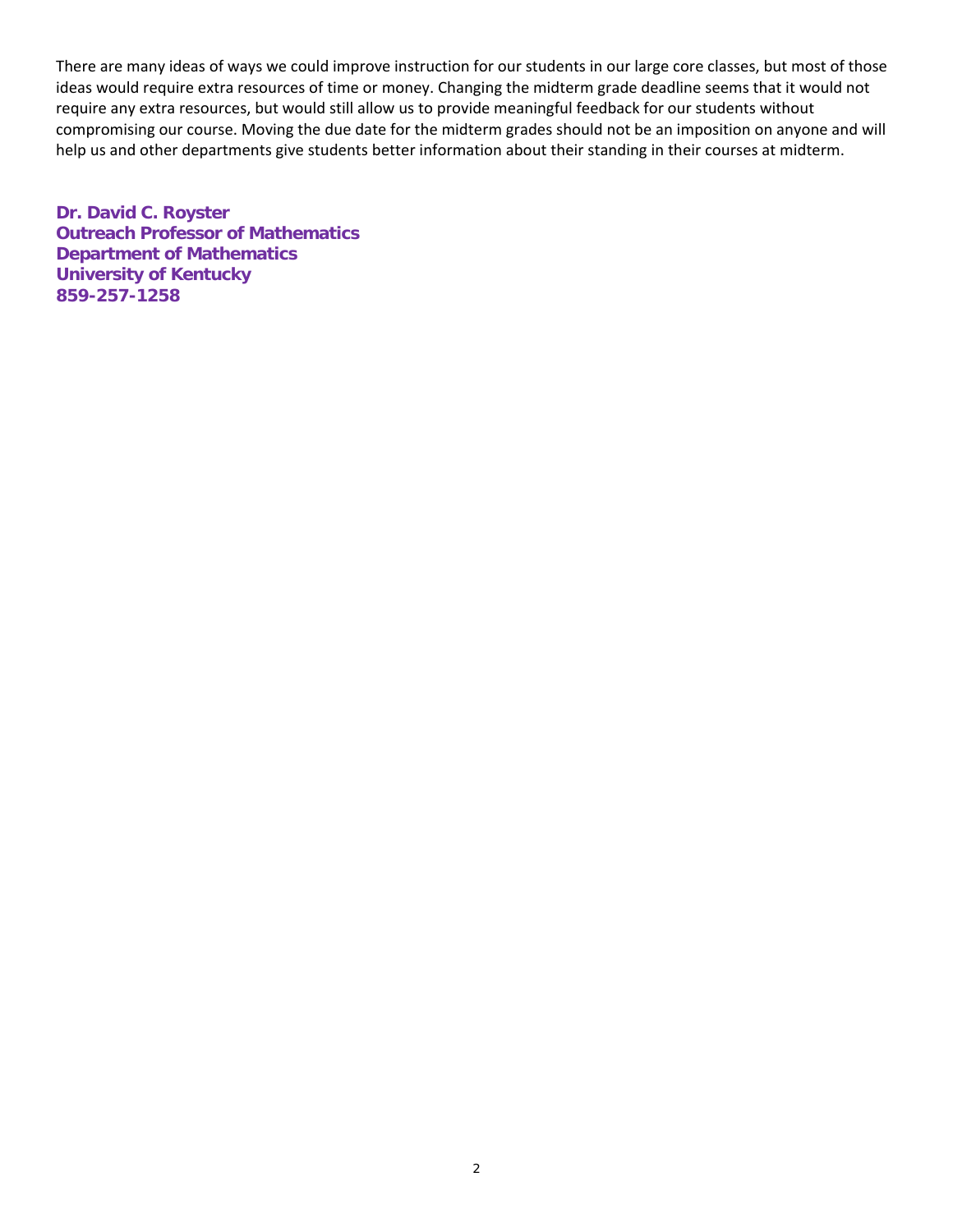There are many ideas of ways we could improve instruction for our students in our large core classes, but most of those ideas would require extra resources of time or money. Changing the midterm grade deadline seems that it would not require any extra resources, but would still allow us to provide meaningful feedback for our students without compromising our course. Moving the due date for the midterm grades should not be an imposition on anyone and will help us and other departments give students better information about their standing in their courses at midterm.

**Dr. David C. Royster**  
**Outreach Professor of Mathematics**  
**Department of Mathematics**  
**University of Kentucky**  
**859-257-1258**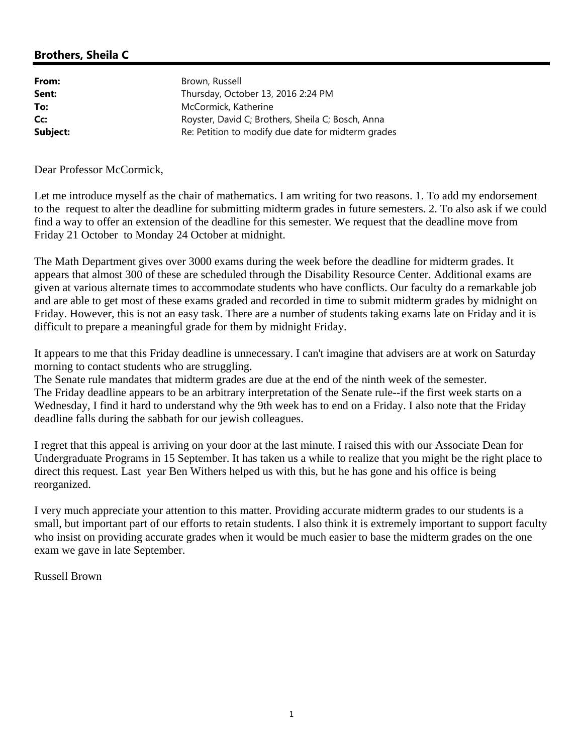**Brothers, Sheila C**

| | |
|---|---|
| **From:** | Brown, Russell |
| **Sent:** | Thursday, October 13, 2016 2:24 PM |
| **To:** | McCormick, Katherine |
| **Cc:** | Royster, David C; Brothers, Sheila C; Bosch, Anna |
| **Subject:** | Re: Petition to modify due date for midterm grades |

Dear Professor McCormick,

Let me introduce myself as the chair of mathematics. I am writing for two reasons. 1. To add my endorsement to the request to alter the deadline for submitting midterm grades in future semesters. 2. To also ask if we could find a way to offer an extension of the deadline for this semester. We request that the deadline move from Friday 21 October to Monday 24 October at midnight.

The Math Department gives over 3000 exams during the week before the deadline for midterm grades. It appears that almost 300 of these are scheduled through the Disability Resource Center. Additional exams are given at various alternate times to accommodate students who have conflicts. Our faculty do a remarkable job and are able to get most of these exams graded and recorded in time to submit midterm grades by midnight on Friday. However, this is not an easy task. There are a number of students taking exams late on Friday and it is difficult to prepare a meaningful grade for them by midnight Friday.

It appears to me that this Friday deadline is unnecessary. I can't imagine that advisers are at work on Saturday morning to contact students who are struggling.
The Senate rule mandates that midterm grades are due at the end of the ninth week of the semester.
The Friday deadline appears to be an arbitrary interpretation of the Senate rule--if the first week starts on a Wednesday, I find it hard to understand why the 9th week has to end on a Friday. I also note that the Friday deadline falls during the sabbath for our jewish colleagues.

I regret that this appeal is arriving on your door at the last minute. I raised this with our Associate Dean for Undergraduate Programs in 15 September. It has taken us a while to realize that you might be the right place to direct this request. Last year Ben Withers helped us with this, but he has gone and his office is being reorganized.

I very much appreciate your attention to this matter. Providing accurate midterm grades to our students is a small, but important part of our efforts to retain students. I also think it is extremely important to support faculty who insist on providing accurate grades when it would be much easier to base the midterm grades on the one exam we gave in late September.

Russell Brown